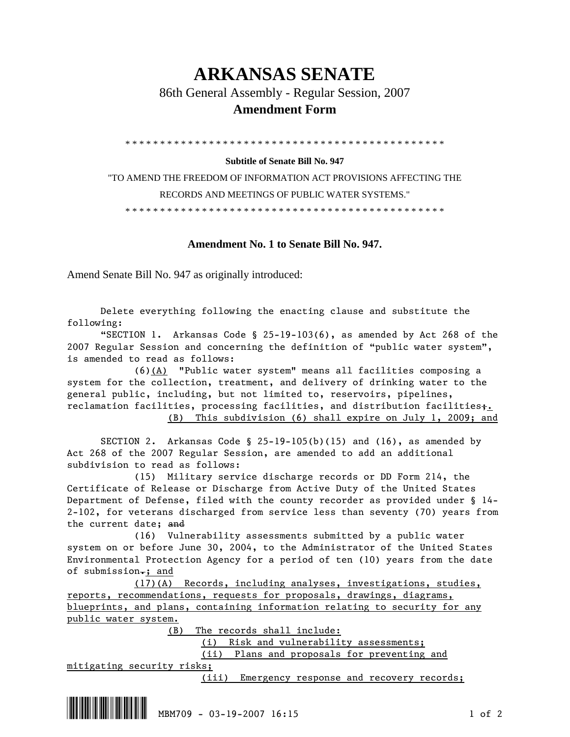# ARKANSAS SENATE

86th General Assembly - Regular Session, 2007

**Amendment Form**

\* \* \* \* \* \* \* \* \* \* \* \* \* \* \* \* \* \* \* \* \* \* \* \* \* \* \* \* \* \* \* \* \* \* \* \* \* \* \* \* \* \* \* \* \* \* \* \* \* \*

**Subtitle of Senate Bill No. 947**

"TO AMEND THE FREEDOM OF INFORMATION ACT PROVISIONS AFFECTING THE RECORDS AND MEETINGS OF PUBLIC WATER SYSTEMS."

\* \* \* \* \* \* \* \* \* \* \* \* \* \* \* \* \* \* \* \* \* \* \* \* \* \* \* \* \* \* \* \* \* \* \* \* \* \* \* \* \* \* \* \* \* \* \* \* \* \*

**Amendment No. 1 to Senate Bill No. 947.**

Amend Senate Bill No. 947 as originally introduced:

Delete everything following the enacting clause and substitute the following:

"SECTION 1. Arkansas Code § 25-19-103(6), as amended by Act 268 of the 2007 Regular Session and concerning the definition of "public water system", is amended to read as follows:

(6)<u>(A)</u> "Public water system" means all facilities composing a system for the collection, treatment, and delivery of drinking water to the general public, including, but not limited to, reservoirs, pipelines, reclamation facilities, processing facilities, and distribution facilities~~;~~<u>.</u>

<u>(B) This subdivision (6) shall expire on July 1, 2009; and</u>

SECTION 2. Arkansas Code § 25-19-105(b)(15) and (16), as amended by Act 268 of the 2007 Regular Session, are amended to add an additional subdivision to read as follows:

(15) Military service discharge records or DD Form 214, the Certificate of Release or Discharge from Active Duty of the United States Department of Defense, filed with the county recorder as provided under § 14-2-102, for veterans discharged from service less than seventy (70) years from the current date; ~~and~~

(16) Vulnerability assessments submitted by a public water system on or before June 30, 2004, to the Administrator of the United States Environmental Protection Agency for a period of ten (10) years from the date of submission~~.~~<u>; and</u>

<u>(17)(A) Records, including analyses, investigations, studies, reports, recommendations, requests for proposals, drawings, diagrams, blueprints, and plans, containing information relating to security for any public water system.</u>

<u>(B) The records shall include:</u>

<u>(i) Risk and vulnerability assessments;</u>

<u>(ii) Plans and proposals for preventing and mitigating security risks;</u>

<u>(iii) Emergency response and recovery records;</u>

MBM709 - 03-19-2007 16:15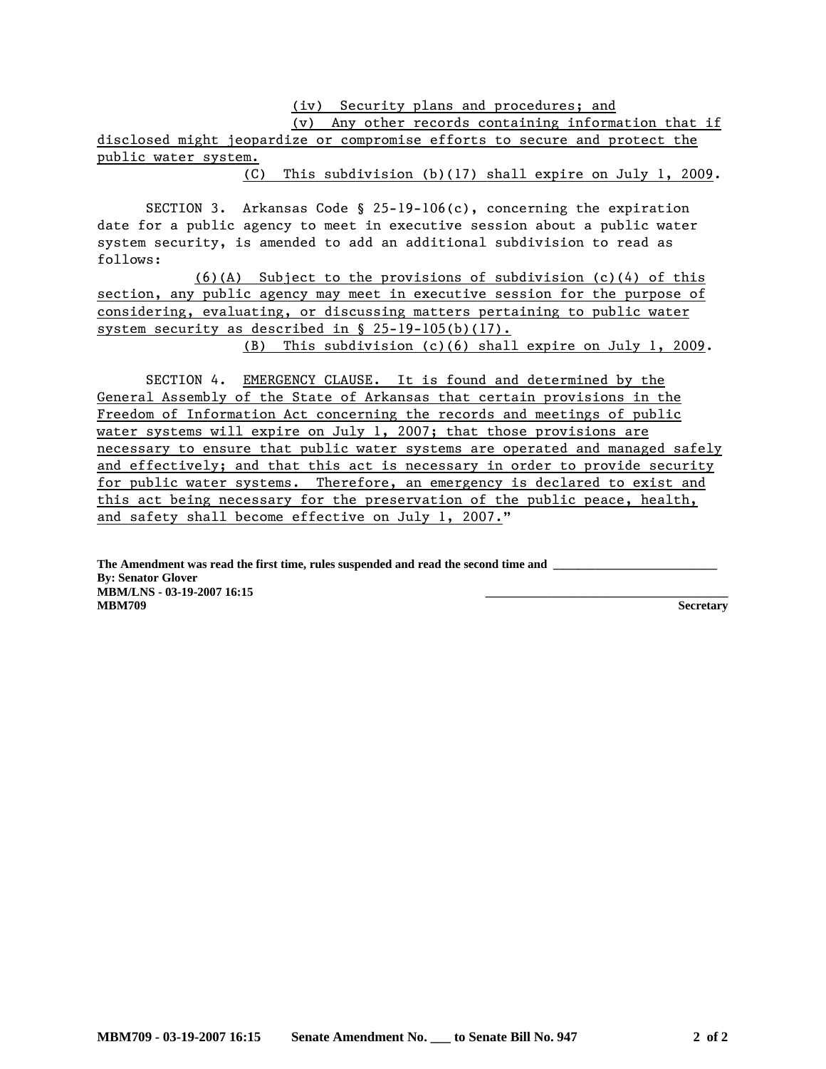(iv) Security plans and procedures; and

(v) Any other records containing information that if disclosed might jeopardize or compromise efforts to secure and protect the public water system.

(C) This subdivision (b)(17) shall expire on July 1, 2009.

SECTION 3. Arkansas Code § 25-19-106(c), concerning the expiration date for a public agency to meet in executive session about a public water system security, is amended to add an additional subdivision to read as follows:

(6)(A) Subject to the provisions of subdivision (c)(4) of this section, any public agency may meet in executive session for the purpose of considering, evaluating, or discussing matters pertaining to public water system security as described in § 25-19-105(b)(17).

(B) This subdivision (c)(6) shall expire on July 1, 2009.

SECTION 4. EMERGENCY CLAUSE. It is found and determined by the General Assembly of the State of Arkansas that certain provisions in the Freedom of Information Act concerning the records and meetings of public water systems will expire on July 1, 2007; that those provisions are necessary to ensure that public water systems are operated and managed safely and effectively; and that this act is necessary in order to provide security for public water systems. Therefore, an emergency is declared to exist and this act being necessary for the preservation of the public peace, health, and safety shall become effective on July 1, 2007."

**The Amendment was read the first time, rules suspended and read the second time and \_\_\_\_\_\_\_\_\_\_\_\_\_\_\_\_\_\_\_\_\_\_\_\_\_**
**By: Senator Glover**
**MBM/LNS - 03-19-2007 16:15** \_\_\_\_\_\_\_\_\_\_\_\_\_\_\_\_\_\_\_\_\_\_\_\_\_\_\_\_\_\_\_\_\_\_\_\_\_\_
**MBM709** **Secretary**